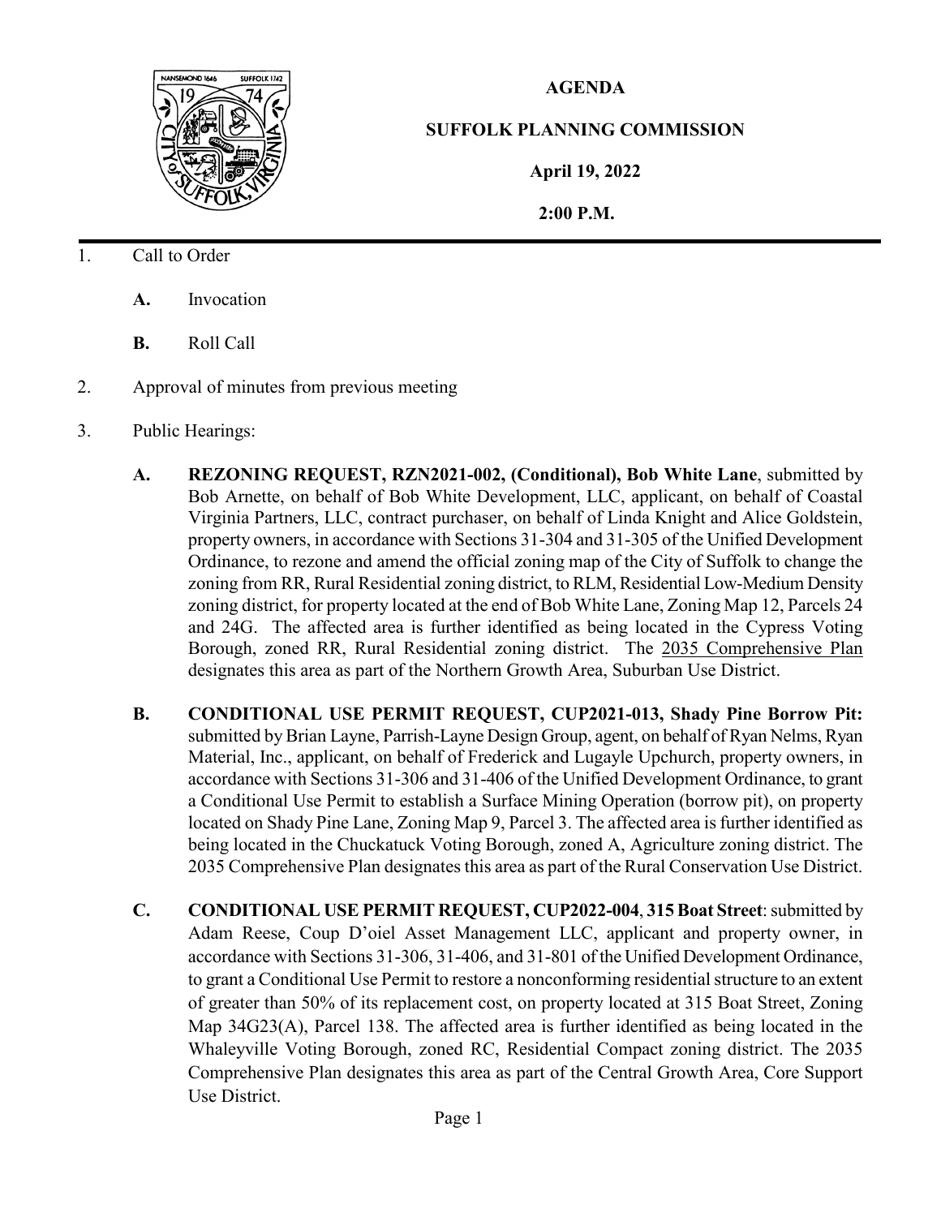**AGENDA**

**SUFFOLK PLANNING COMMISSION**

**April 19, 2022**

**2:00 P.M.**

1. Call to Order

   **A.** Invocation

   **B.** Roll Call

2. Approval of minutes from previous meeting

3. Public Hearings:

   **A. REZONING REQUEST, RZN2021-002, (Conditional), Bob White Lane**, submitted by Bob Arnette, on behalf of Bob White Development, LLC, applicant, on behalf of Coastal Virginia Partners, LLC, contract purchaser, on behalf of Linda Knight and Alice Goldstein, property owners, in accordance with Sections 31-304 and 31-305 of the Unified Development Ordinance, to rezone and amend the official zoning map of the City of Suffolk to change the zoning from RR, Rural Residential zoning district, to RLM, Residential Low-Medium Density zoning district, for property located at the end of Bob White Lane, Zoning Map 12, Parcels 24 and 24G. The affected area is further identified as being located in the Cypress Voting Borough, zoned RR, Rural Residential zoning district. The 2035 Comprehensive Plan designates this area as part of the Northern Growth Area, Suburban Use District.

   **B. CONDITIONAL USE PERMIT REQUEST, CUP2021-013, Shady Pine Borrow Pit:** submitted by Brian Layne, Parrish-Layne Design Group, agent, on behalf of Ryan Nelms, Ryan Material, Inc., applicant, on behalf of Frederick and Lugayle Upchurch, property owners, in accordance with Sections 31-306 and 31-406 of the Unified Development Ordinance, to grant a Conditional Use Permit to establish a Surface Mining Operation (borrow pit), on property located on Shady Pine Lane, Zoning Map 9, Parcel 3. The affected area is further identified as being located in the Chuckatuck Voting Borough, zoned A, Agriculture zoning district. The 2035 Comprehensive Plan designates this area as part of the Rural Conservation Use District.

   **C. CONDITIONAL USE PERMIT REQUEST, CUP2022-004**, **315 Boat Street**: submitted by Adam Reese, Coup D'oiel Asset Management LLC, applicant and property owner, in accordance with Sections 31-306, 31-406, and 31-801 of the Unified Development Ordinance, to grant a Conditional Use Permit to restore a nonconforming residential structure to an extent of greater than 50% of its replacement cost, on property located at 315 Boat Street, Zoning Map 34G23(A), Parcel 138. The affected area is further identified as being located in the Whaleyville Voting Borough, zoned RC, Residential Compact zoning district. The 2035 Comprehensive Plan designates this area as part of the Central Growth Area, Core Support Use District.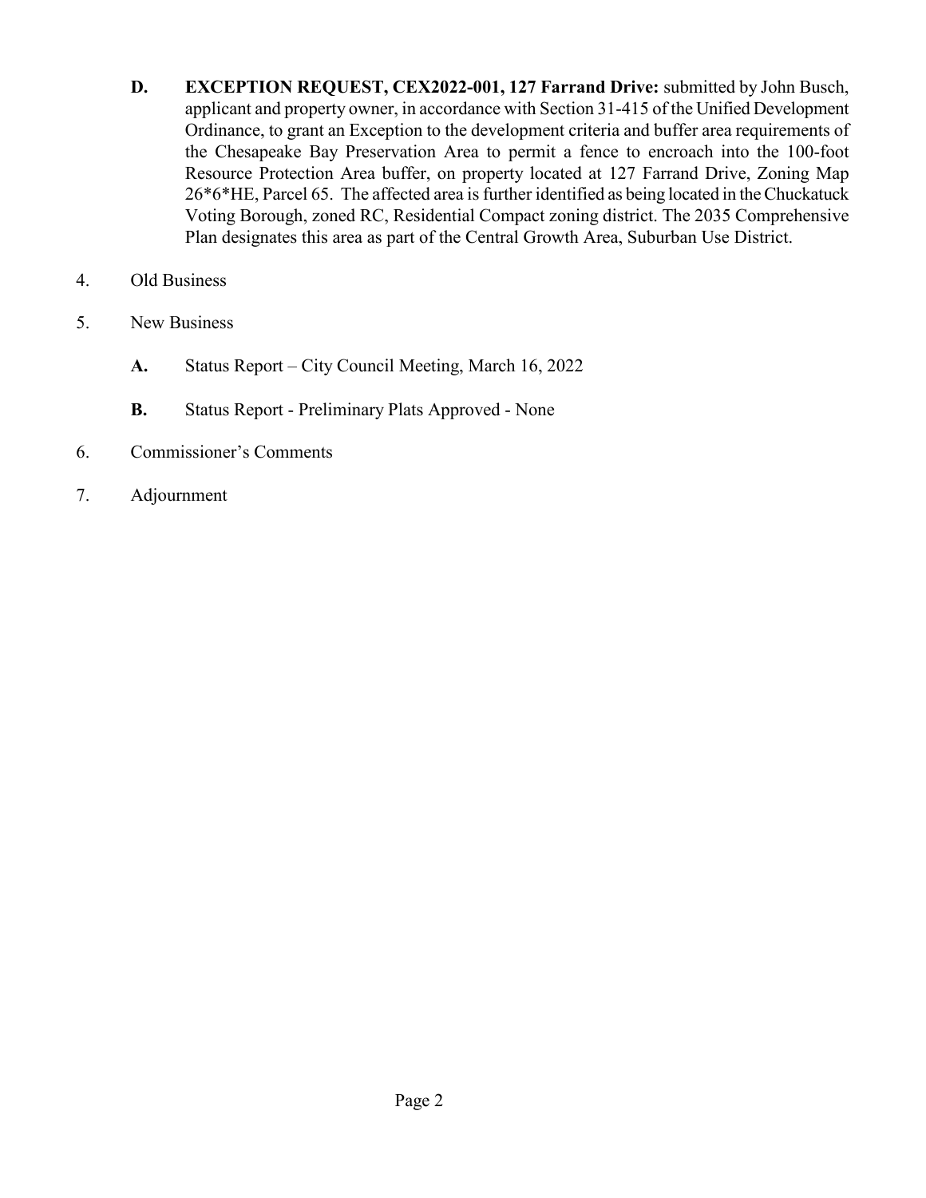D. **EXCEPTION REQUEST, CEX2022-001, 127 Farrand Drive:** submitted by John Busch, applicant and property owner, in accordance with Section 31-415 of the Unified Development Ordinance, to grant an Exception to the development criteria and buffer area requirements of the Chesapeake Bay Preservation Area to permit a fence to encroach into the 100-foot Resource Protection Area buffer, on property located at 127 Farrand Drive, Zoning Map 26*6*HE, Parcel 65. The affected area is further identified as being located in the Chuckatuck Voting Borough, zoned RC, Residential Compact zoning district. The 2035 Comprehensive Plan designates this area as part of the Central Growth Area, Suburban Use District.

4. Old Business

5. New Business

   A. Status Report – City Council Meeting, March 16, 2022

   B. Status Report - Preliminary Plats Approved - None

6. Commissioner's Comments

7. Adjournment